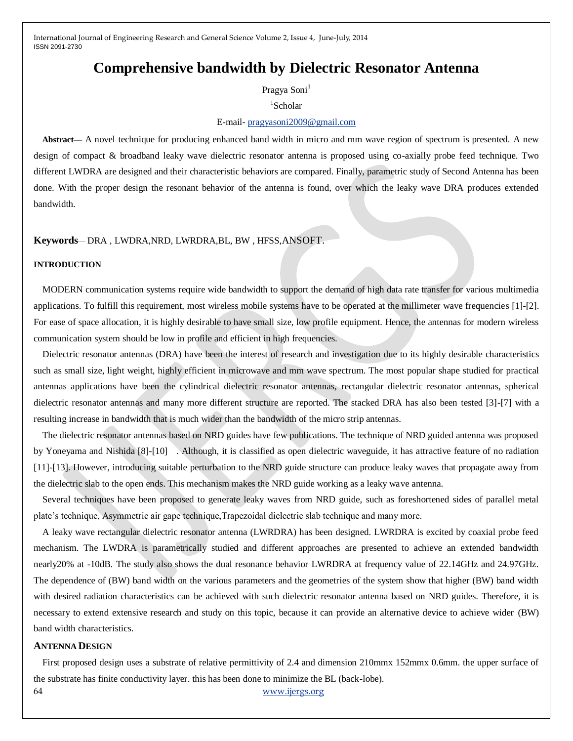# Comprehensive bandwidth by Dielectric Resonator Antenna

Pragya Soni[1]

[1]Scholar

E-mail- pragyasoni2009@gmail.com

**Abstract—** A novel technique for producing enhanced band width in micro and mm wave region of spectrum is presented. A new design of compact & broadband leaky wave dielectric resonator antenna is proposed using co-axially probe feed technique. Two different LWDRA are designed and their characteristic behaviors are compared. Finally, parametric study of Second Antenna has been done. With the proper design the resonant behavior of the antenna is found, over which the leaky wave DRA produces extended bandwidth.

**Keywords**— DRA , LWDRA,NRD, LWRDRA,BL, BW , HFSS,ANSOFT.

## INTRODUCTION

MODERN communication systems require wide bandwidth to support the demand of high data rate transfer for various multimedia applications. To fulfill this requirement, most wireless mobile systems have to be operated at the millimeter wave frequencies [1]-[2]. For ease of space allocation, it is highly desirable to have small size, low profile equipment. Hence, the antennas for modern wireless communication system should be low in profile and efficient in high frequencies.

Dielectric resonator antennas (DRA) have been the interest of research and investigation due to its highly desirable characteristics such as small size, light weight, highly efficient in microwave and mm wave spectrum. The most popular shape studied for practical antennas applications have been the cylindrical dielectric resonator antennas, rectangular dielectric resonator antennas, spherical dielectric resonator antennas and many more different structure are reported. The stacked DRA has also been tested [3]-[7] with a resulting increase in bandwidth that is much wider than the bandwidth of the micro strip antennas.

The dielectric resonator antennas based on NRD guides have few publications. The technique of NRD guided antenna was proposed by Yoneyama and Nishida [8]-[10] . Although, it is classified as open dielectric waveguide, it has attractive feature of no radiation [11]-[13]. However, introducing suitable perturbation to the NRD guide structure can produce leaky waves that propagate away from the dielectric slab to the open ends. This mechanism makes the NRD guide working as a leaky wave antenna.

Several techniques have been proposed to generate leaky waves from NRD guide, such as foreshortened sides of parallel metal plate's technique, Asymmetric air gape technique,Trapezoidal dielectric slab technique and many more.

A leaky wave rectangular dielectric resonator antenna (LWRDRA) has been designed. LWRDRA is excited by coaxial probe feed mechanism. The LWDRA is parametrically studied and different approaches are presented to achieve an extended bandwidth nearly20% at -10dB. The study also shows the dual resonance behavior LWRDRA at frequency value of 22.14GHz and 24.97GHz. The dependence of (BW) band width on the various parameters and the geometries of the system show that higher (BW) band width with desired radiation characteristics can be achieved with such dielectric resonator antenna based on NRD guides. Therefore, it is necessary to extend extensive research and study on this topic, because it can provide an alternative device to achieve wider (BW) band width characteristics.

## ANTENNA DESIGN

First proposed design uses a substrate of relative permittivity of 2.4 and dimension 210mmx 152mmx 0.6mm. the upper surface of the substrate has finite conductivity layer. this has been done to minimize the BL (back-lobe).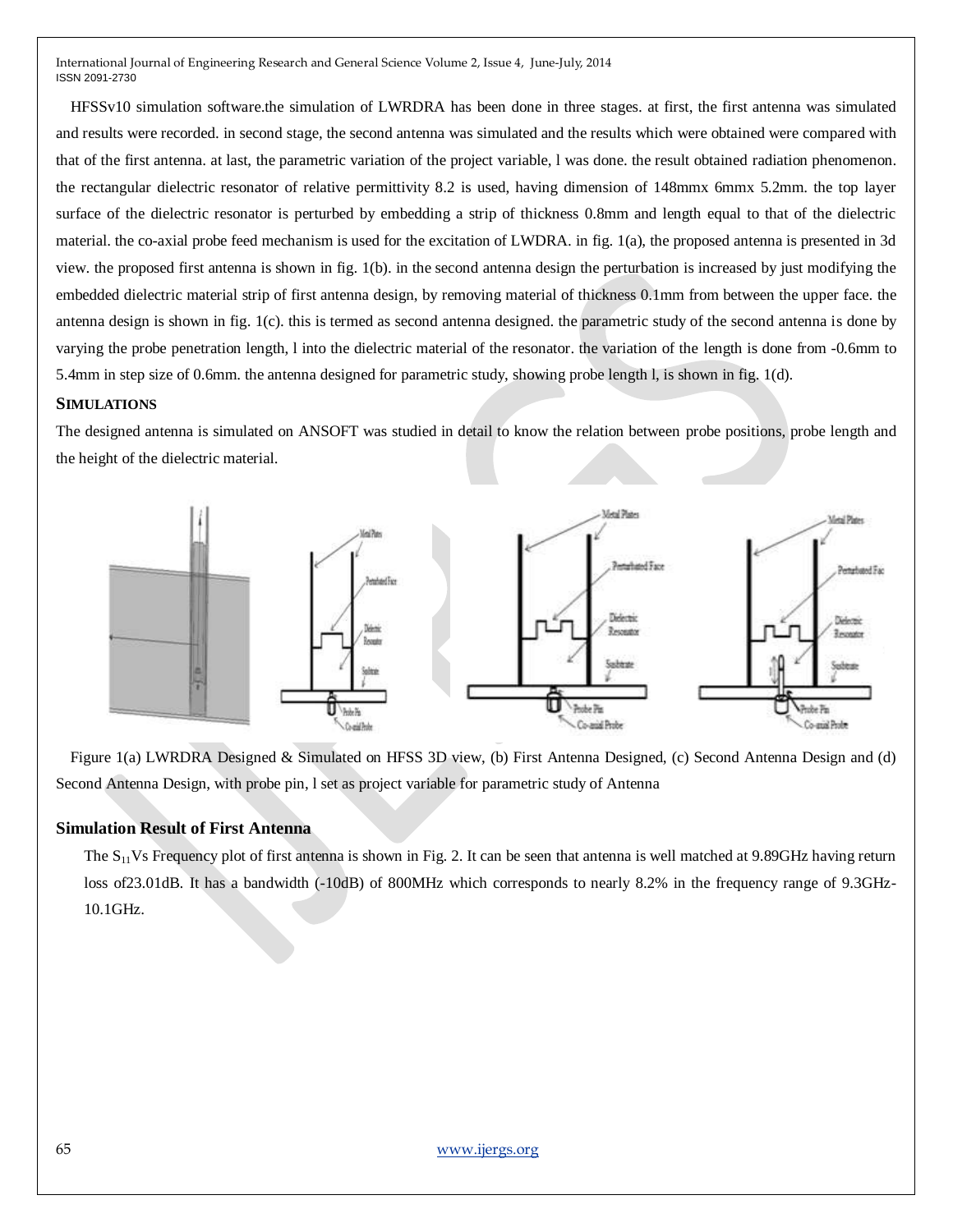HFSSv10 simulation software.the simulation of LWRDRA has been done in three stages. at first, the first antenna was simulated and results were recorded. in second stage, the second antenna was simulated and the results which were obtained were compared with that of the first antenna. at last, the parametric variation of the project variable, l was done. the result obtained radiation phenomenon. the rectangular dielectric resonator of relative permittivity 8.2 is used, having dimension of 148mmx 6mmx 5.2mm. the top layer surface of the dielectric resonator is perturbed by embedding a strip of thickness 0.8mm and length equal to that of the dielectric material. the co-axial probe feed mechanism is used for the excitation of LWDRA. in fig. 1(a), the proposed antenna is presented in 3d view. the proposed first antenna is shown in fig. 1(b). in the second antenna design the perturbation is increased by just modifying the embedded dielectric material strip of first antenna design, by removing material of thickness 0.1mm from between the upper face. the antenna design is shown in fig. 1(c). this is termed as second antenna designed. the parametric study of the second antenna is done by varying the probe penetration length, l into the dielectric material of the resonator. the variation of the length is done from -0.6mm to 5.4mm in step size of 0.6mm. the antenna designed for parametric study, showing probe length l, is shown in fig. 1(d).

## SIMULATIONS

The designed antenna is simulated on ANSOFT was studied in detail to know the relation between probe positions, probe length and the height of the dielectric material.

Figure 1(a) LWRDRA Designed & Simulated on HFSS 3D view, (b) First Antenna Designed, (c) Second Antenna Design and (d) Second Antenna Design, with probe pin, l set as project variable for parametric study of Antenna

### Simulation Result of First Antenna

The $S_{11}$ Vs Frequency plot of first antenna is shown in Fig. 2. It can be seen that antenna is well matched at 9.89GHz having return loss of23.01dB. It has a bandwidth (-10dB) of 800MHz which corresponds to nearly 8.2% in the frequency range of 9.3GHz-10.1GHz.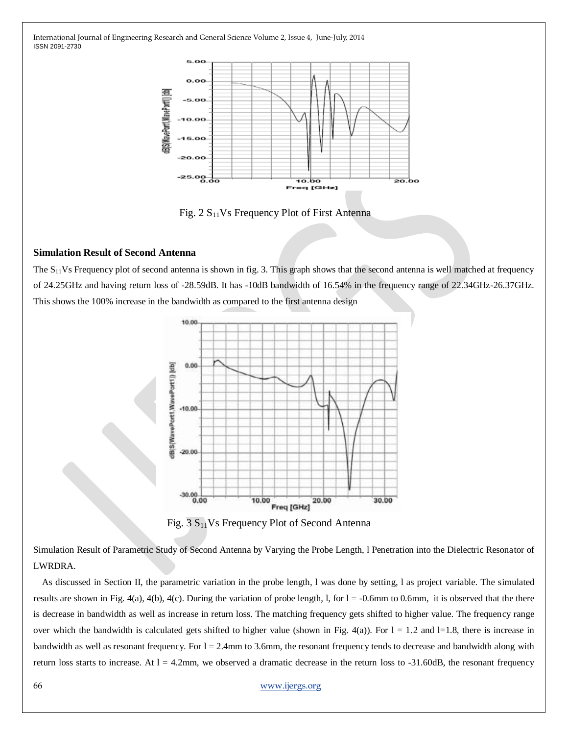Fig. 2 $S_{11}$ Vs Frequency Plot of First Antenna

### Simulation Result of Second Antenna

The $S_{11}$ Vs Frequency plot of second antenna is shown in fig. 3. This graph shows that the second antenna is well matched at frequency of 24.25GHz and having return loss of -28.59dB. It has -10dB bandwidth of 16.54% in the frequency range of 22.34GHz-26.37GHz. This shows the 100% increase in the bandwidth as compared to the first antenna design

Fig. 3 $S_{11}$ Vs Frequency Plot of Second Antenna

Simulation Result of Parametric Study of Second Antenna by Varying the Probe Length, l Penetration into the Dielectric Resonator of LWRDRA.

As discussed in Section II, the parametric variation in the probe length, l was done by setting, l as project variable. The simulated results are shown in Fig. 4(a), 4(b), 4(c). During the variation of probe length, l, for l = -0.6mm to 0.6mm, it is observed that the there is decrease in bandwidth as well as increase in return loss. The matching frequency gets shifted to higher value. The frequency range over which the bandwidth is calculated gets shifted to higher value (shown in Fig. 4(a)). For l = 1.2 and l=1.8, there is increase in bandwidth as well as resonant frequency. For l = 2.4mm to 3.6mm, the resonant frequency tends to decrease and bandwidth along with return loss starts to increase. At l = 4.2mm, we observed a dramatic decrease in the return loss to -31.60dB, the resonant frequency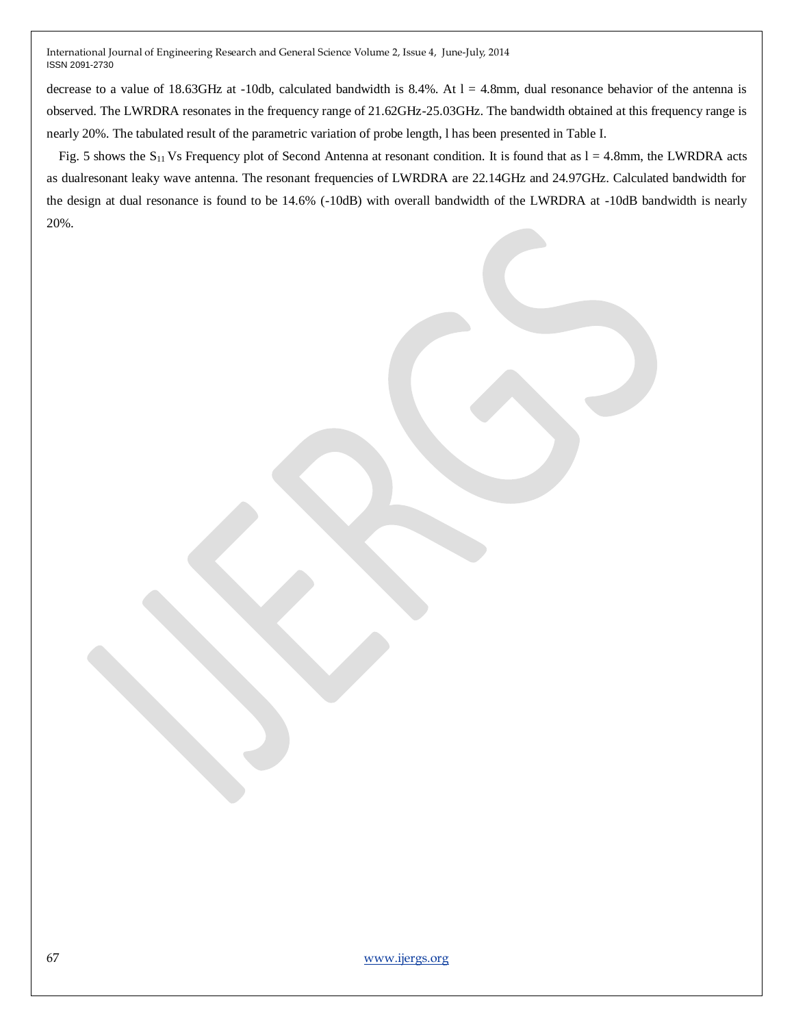decrease to a value of 18.63GHz at -10db, calculated bandwidth is 8.4%. At l = 4.8mm, dual resonance behavior of the antenna is observed. The LWRDRA resonates in the frequency range of 21.62GHz-25.03GHz. The bandwidth obtained at this frequency range is nearly 20%. The tabulated result of the parametric variation of probe length, l has been presented in Table I.

Fig. 5 shows the $S_{11}$ Vs Frequency plot of Second Antenna at resonant condition. It is found that as l = 4.8mm, the LWRDRA acts as dualresonant leaky wave antenna. The resonant frequencies of LWRDRA are 22.14GHz and 24.97GHz. Calculated bandwidth for the design at dual resonance is found to be 14.6% (-10dB) with overall bandwidth of the LWRDRA at -10dB bandwidth is nearly 20%.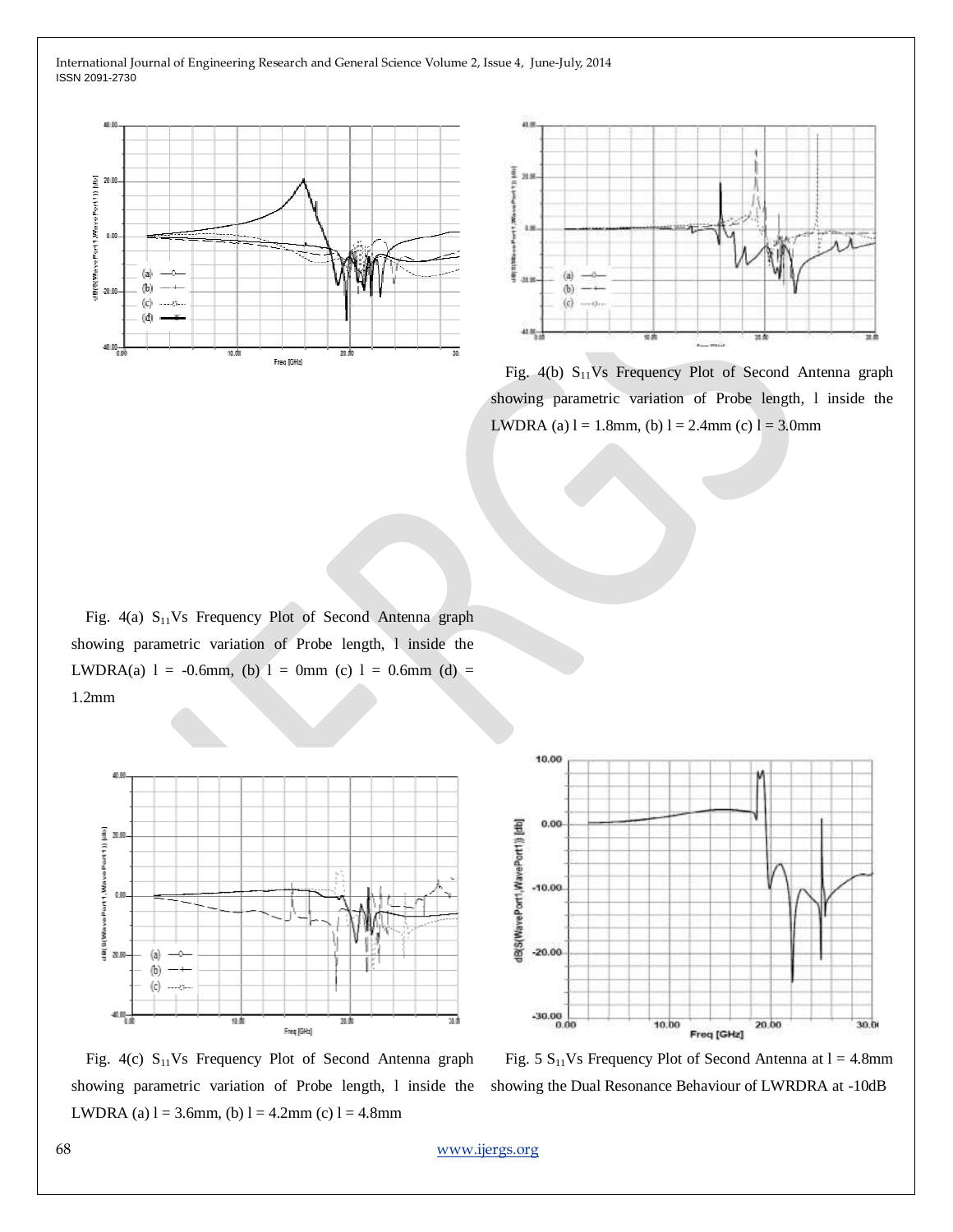Fig. 4(b) $S_{11}$ Vs Frequency Plot of Second Antenna graph showing parametric variation of Probe length, l inside the LWDRA (a) l = 1.8mm, (b) l = 2.4mm (c) l = 3.0mm

Fig. 4(a) $S_{11}$ Vs Frequency Plot of Second Antenna graph showing parametric variation of Probe length, l inside the LWDRA(a) l = -0.6mm, (b) l = 0mm (c) l = 0.6mm (d) = 1.2mm

Fig. 4(c) $S_{11}$ Vs Frequency Plot of Second Antenna graph showing parametric variation of Probe length, l inside the LWDRA (a) l = 3.6mm, (b) l = 4.2mm (c) l = 4.8mm

Fig. 5 $S_{11}$ Vs Frequency Plot of Second Antenna at l = 4.8mm showing the Dual Resonance Behaviour of LWRDRA at -10dB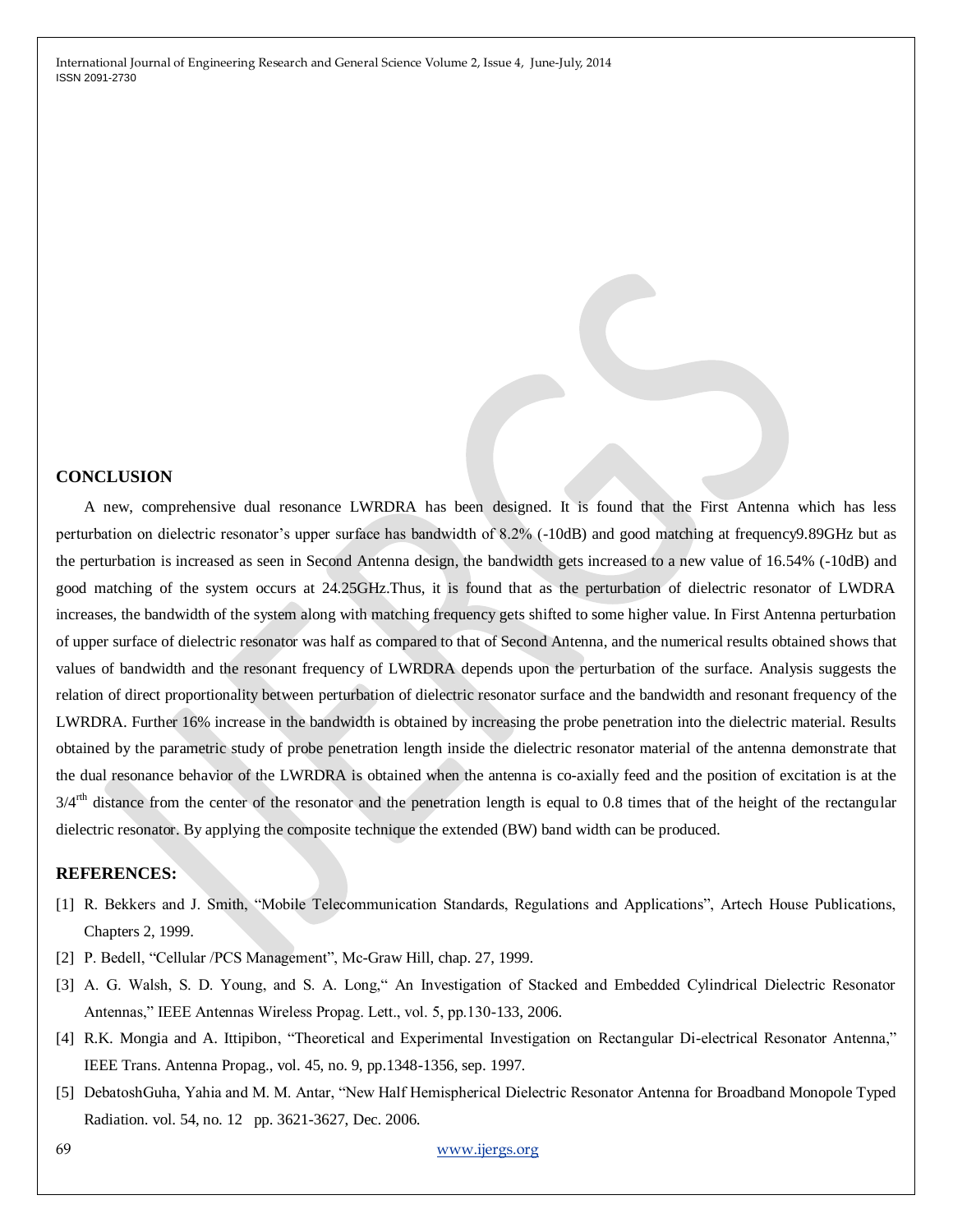## CONCLUSION

A new, comprehensive dual resonance LWRDRA has been designed. It is found that the First Antenna which has less perturbation on dielectric resonator's upper surface has bandwidth of 8.2% (-10dB) and good matching at frequency9.89GHz but as the perturbation is increased as seen in Second Antenna design, the bandwidth gets increased to a new value of 16.54% (-10dB) and good matching of the system occurs at 24.25GHz.Thus, it is found that as the perturbation of dielectric resonator of LWDRA increases, the bandwidth of the system along with matching frequency gets shifted to some higher value. In First Antenna perturbation of upper surface of dielectric resonator was half as compared to that of Second Antenna, and the numerical results obtained shows that values of bandwidth and the resonant frequency of LWRDRA depends upon the perturbation of the surface. Analysis suggests the relation of direct proportionality between perturbation of dielectric resonator surface and the bandwidth and resonant frequency of the LWRDRA. Further 16% increase in the bandwidth is obtained by increasing the probe penetration into the dielectric material. Results obtained by the parametric study of probe penetration length inside the dielectric resonator material of the antenna demonstrate that the dual resonance behavior of the LWRDRA is obtained when the antenna is co-axially feed and the position of excitation is at the $3/4^{rth}$ distance from the center of the resonator and the penetration length is equal to 0.8 times that of the height of the rectangular dielectric resonator. By applying the composite technique the extended (BW) band width can be produced.

## REFERENCES:

[1] R. Bekkers and J. Smith, "Mobile Telecommunication Standards, Regulations and Applications", Artech House Publications, Chapters 2, 1999.

[2] P. Bedell, "Cellular /PCS Management", Mc-Graw Hill, chap. 27, 1999.

[3] A. G. Walsh, S. D. Young, and S. A. Long," An Investigation of Stacked and Embedded Cylindrical Dielectric Resonator Antennas," IEEE Antennas Wireless Propag. Lett., vol. 5, pp.130-133, 2006.

[4] R.K. Mongia and A. Ittipibon, "Theoretical and Experimental Investigation on Rectangular Di-electrical Resonator Antenna," IEEE Trans. Antenna Propag., vol. 45, no. 9, pp.1348-1356, sep. 1997.

[5] DebatoshGuha, Yahia and M. M. Antar, "New Half Hemispherical Dielectric Resonator Antenna for Broadband Monopole Typed Radiation. vol. 54, no. 12 pp. 3621-3627, Dec. 2006.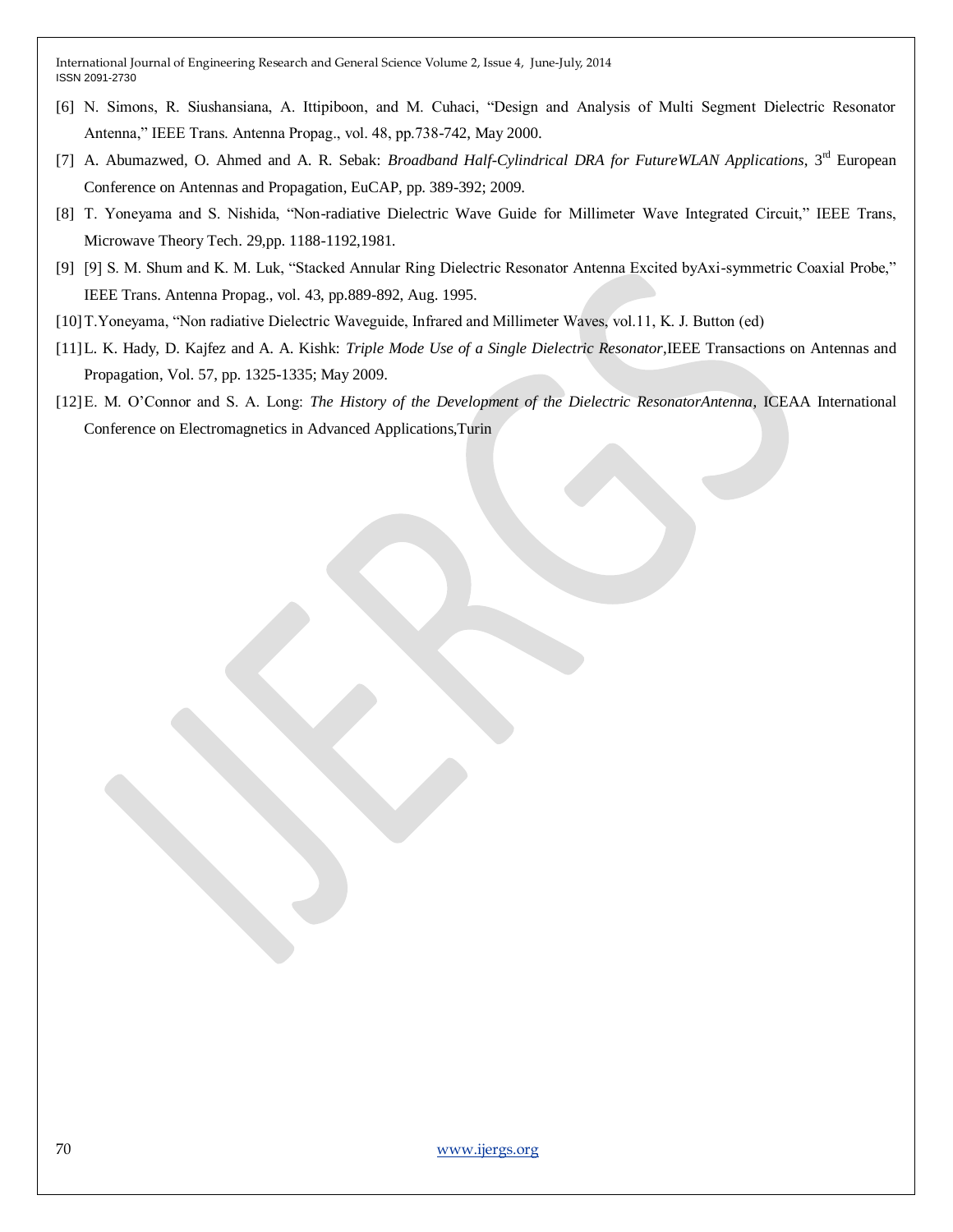[6] N. Simons, R. Siushansiana, A. Ittipiboon, and M. Cuhaci, “Design and Analysis of Multi Segment Dielectric Resonator Antenna,” IEEE Trans. Antenna Propag., vol. 48, pp.738-742, May 2000.

[7] A. Abumazwed, O. Ahmed and A. R. Sebak: *Broadband Half-Cylindrical DRA for FutureWLAN Applications*, 3rd European Conference on Antennas and Propagation, EuCAP, pp. 389-392; 2009.

[8] T. Yoneyama and S. Nishida, “Non-radiative Dielectric Wave Guide for Millimeter Wave Integrated Circuit,” IEEE Trans, Microwave Theory Tech. 29,pp. 1188-1192,1981.

[9] [9] S. M. Shum and K. M. Luk, “Stacked Annular Ring Dielectric Resonator Antenna Excited byAxi-symmetric Coaxial Probe,” IEEE Trans. Antenna Propag., vol. 43, pp.889-892, Aug. 1995.

[10] T.Yoneyama, “Non radiative Dielectric Waveguide, Infrared and Millimeter Waves, vol.11, K. J. Button (ed)

[11] L. K. Hady, D. Kajfez and A. A. Kishk: *Triple Mode Use of a Single Dielectric Resonator*,IEEE Transactions on Antennas and Propagation, Vol. 57, pp. 1325-1335; May 2009.

[12] E. M. O’Connor and S. A. Long: *The History of the Development of the Dielectric ResonatorAntenna*, ICEAA International Conference on Electromagnetics in Advanced Applications,Turin